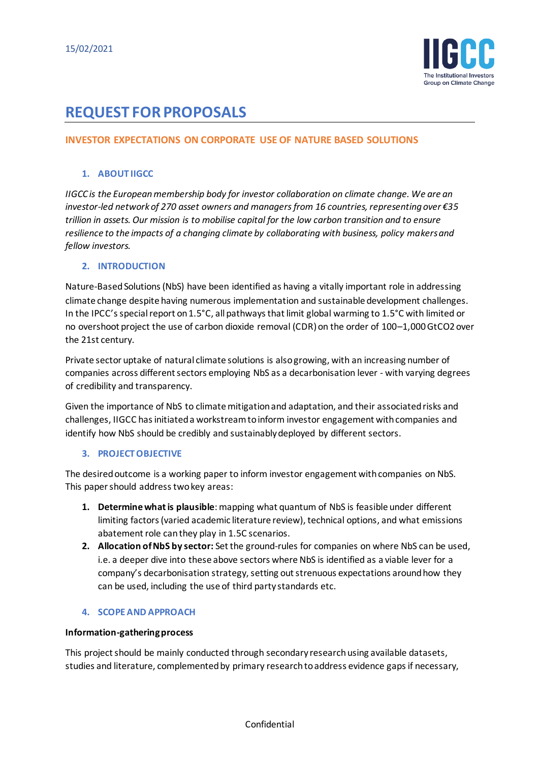15/02/2021

# REQUEST FOR PROPOSALS

## INVESTOR EXPECTATIONS ON CORPORATE USE OF NATURE BASED SOLUTIONS

### 1. ABOUT IIGCC

*IIGCC is the European membership body for investor collaboration on climate change. We are an investor-led network of 270 asset owners and managers from 16 countries, representing over €35 trillion in assets. Our mission is to mobilise capital for the low carbon transition and to ensure resilience to the impacts of a changing climate by collaborating with business, policy makers and fellow investors.*

### 2. INTRODUCTION

Nature-Based Solutions (NbS) have been identified as having a vitally important role in addressing climate change despite having numerous implementation and sustainable development challenges. In the IPCC's special report on 1.5°C, all pathways that limit global warming to 1.5°C with limited or no overshoot project the use of carbon dioxide removal (CDR) on the order of 100–1,000 GtCO2 over the 21st century.

Private sector uptake of natural climate solutions is also growing, with an increasing number of companies across different sectors employing NbS as a decarbonisation lever - with varying degrees of credibility and transparency.

Given the importance of NbS to climate mitigation and adaptation, and their associated risks and challenges, IIGCC has initiated a workstream to inform investor engagement with companies and identify how NbS should be credibly and sustainably deployed by different sectors.

### 3. PROJECT OBJECTIVE

The desired outcome is a working paper to inform investor engagement with companies on NbS. This paper should address two key areas:

1. **Determine what is plausible**: mapping what quantum of NbS is feasible under different limiting factors (varied academic literature review), technical options, and what emissions abatement role can they play in 1.5C scenarios.
2. **Allocation of NbS by sector:** Set the ground-rules for companies on where NbS can be used, i.e. a deeper dive into these above sectors where NbS is identified as a viable lever for a company's decarbonisation strategy, setting out strenuous expectations around how they can be used, including the use of third party standards etc.

### 4. SCOPE AND APPROACH

**Information-gathering process**

This project should be mainly conducted through secondary research using available datasets, studies and literature, complemented by primary research to address evidence gaps if necessary,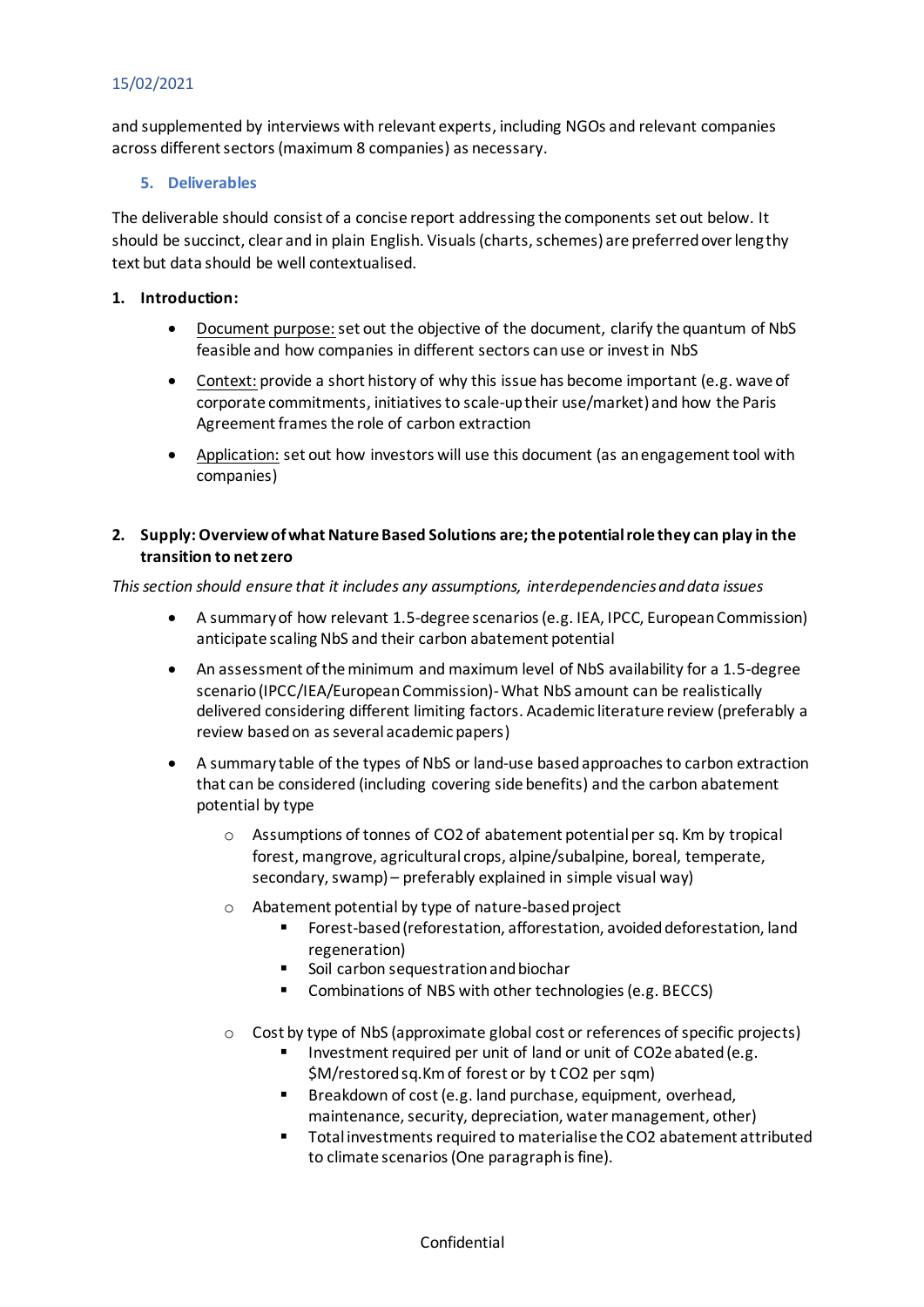15/02/2021

and supplemented by interviews with relevant experts, including NGOs and relevant companies across different sectors (maximum 8 companies) as necessary.

## 5. Deliverables

The deliverable should consist of a concise report addressing the components set out below. It should be succinct, clear and in plain English. Visuals (charts, schemes) are preferred over lengthy text but data should be well contextualised.

### 1. Introduction:

- Document purpose: set out the objective of the document, clarify the quantum of NbS feasible and how companies in different sectors can use or invest in NbS
- Context: provide a short history of why this issue has become important (e.g. wave of corporate commitments, initiatives to scale-up their use/market) and how the Paris Agreement frames the role of carbon extraction
- Application: set out how investors will use this document (as an engagement tool with companies)

### 2. Supply: Overview of what Nature Based Solutions are; the potential role they can play in the transition to net zero

*This section should ensure that it includes any assumptions, interdependencies and data issues*

- A summary of how relevant 1.5-degree scenarios (e.g. IEA, IPCC, European Commission) anticipate scaling NbS and their carbon abatement potential
- An assessment of the minimum and maximum level of NbS availability for a 1.5-degree scenario (IPCC/IEA/European Commission)- What NbS amount can be realistically delivered considering different limiting factors. Academic literature review (preferably a review based on as several academic papers)
- A summary table of the types of NbS or land-use based approaches to carbon extraction that can be considered (including covering side benefits) and the carbon abatement potential by type
  - Assumptions of tonnes of $CO_2$ of abatement potential per sq. Km by tropical forest, mangrove, agricultural crops, alpine/subalpine, boreal, temperate, secondary, swamp) – preferably explained in simple visual way)
  - Abatement potential by type of nature-based project
    - Forest-based (reforestation, afforestation, avoided deforestation, land regeneration)
    - Soil carbon sequestration and biochar
    - Combinations of NBS with other technologies (e.g. BECCS)
  - Cost by type of NbS (approximate global cost or references of specific projects)
    - Investment required per unit of land or unit of $CO_2e$ abated (e.g. $M/restored sq.Km of forest or by t $CO_2$ per sqm)
    - Breakdown of cost (e.g. land purchase, equipment, overhead, maintenance, security, depreciation, water management, other)
    - Total investments required to materialise the $CO_2$ abatement attributed to climate scenarios (One paragraph is fine).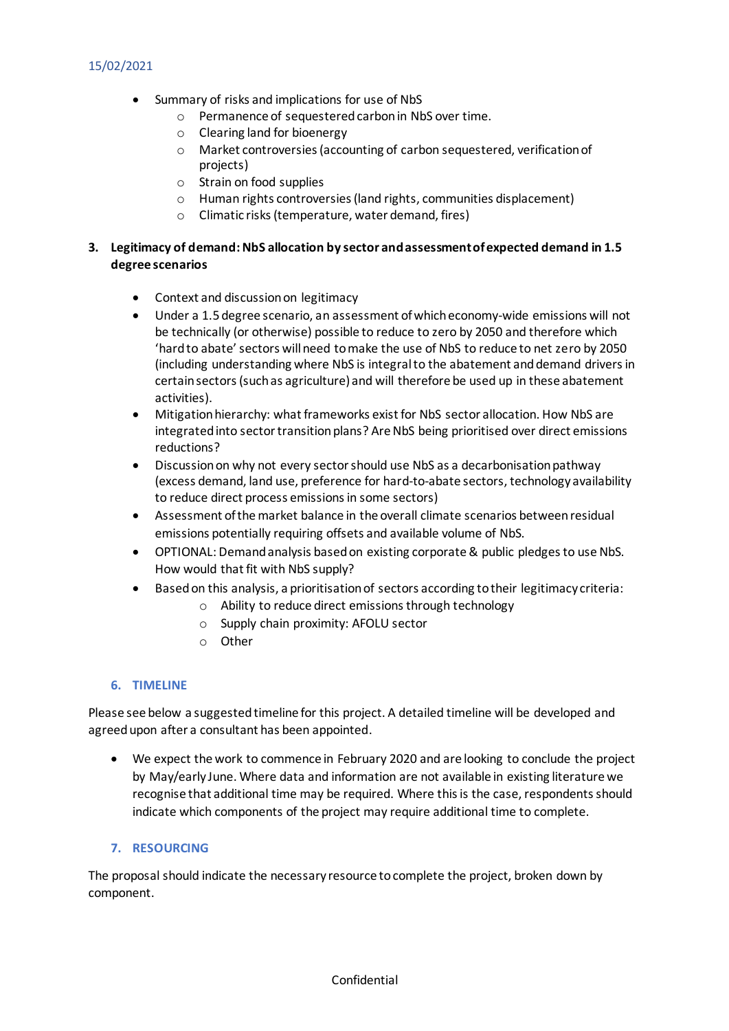- Summary of risks and implications for use of NbS
    - Permanence of sequestered carbon in NbS over time.
    - Clearing land for bioenergy
    - Market controversies (accounting of carbon sequestered, verification of projects)
    - Strain on food supplies
    - Human rights controversies (land rights, communities displacement)
    - Climatic risks (temperature, water demand, fires)

**3. Legitimacy of demand: NbS allocation by sector and assessment of expected demand in 1.5 degree scenarios**

- Context and discussion on legitimacy
- Under a 1.5 degree scenario, an assessment of which economy-wide emissions will not be technically (or otherwise) possible to reduce to zero by 2050 and therefore which 'hard to abate' sectors will need to make the use of NbS to reduce to net zero by 2050 (including understanding where NbS is integral to the abatement and demand drivers in certain sectors (such as agriculture) and will therefore be used up in these abatement activities).
- Mitigation hierarchy: what frameworks exist for NbS sector allocation. How NbS are integrated into sector transition plans? Are NbS being prioritised over direct emissions reductions?
- Discussion on why not every sector should use NbS as a decarbonisation pathway (excess demand, land use, preference for hard-to-abate sectors, technology availability to reduce direct process emissions in some sectors)
- Assessment of the market balance in the overall climate scenarios between residual emissions potentially requiring offsets and available volume of NbS.
- OPTIONAL: Demand analysis based on existing corporate & public pledges to use NbS. How would that fit with NbS supply?
- Based on this analysis, a prioritisation of sectors according to their legitimacy criteria:
    - Ability to reduce direct emissions through technology
    - Supply chain proximity: AFOLU sector
    - Other

## 6. TIMELINE

Please see below a suggested timeline for this project. A detailed timeline will be developed and agreed upon after a consultant has been appointed.

- We expect the work to commence in February 2020 and are looking to conclude the project by May/early June. Where data and information are not available in existing literature we recognise that additional time may be required. Where this is the case, respondents should indicate which components of the project may require additional time to complete.

## 7. RESOURCING

The proposal should indicate the necessary resource to complete the project, broken down by component.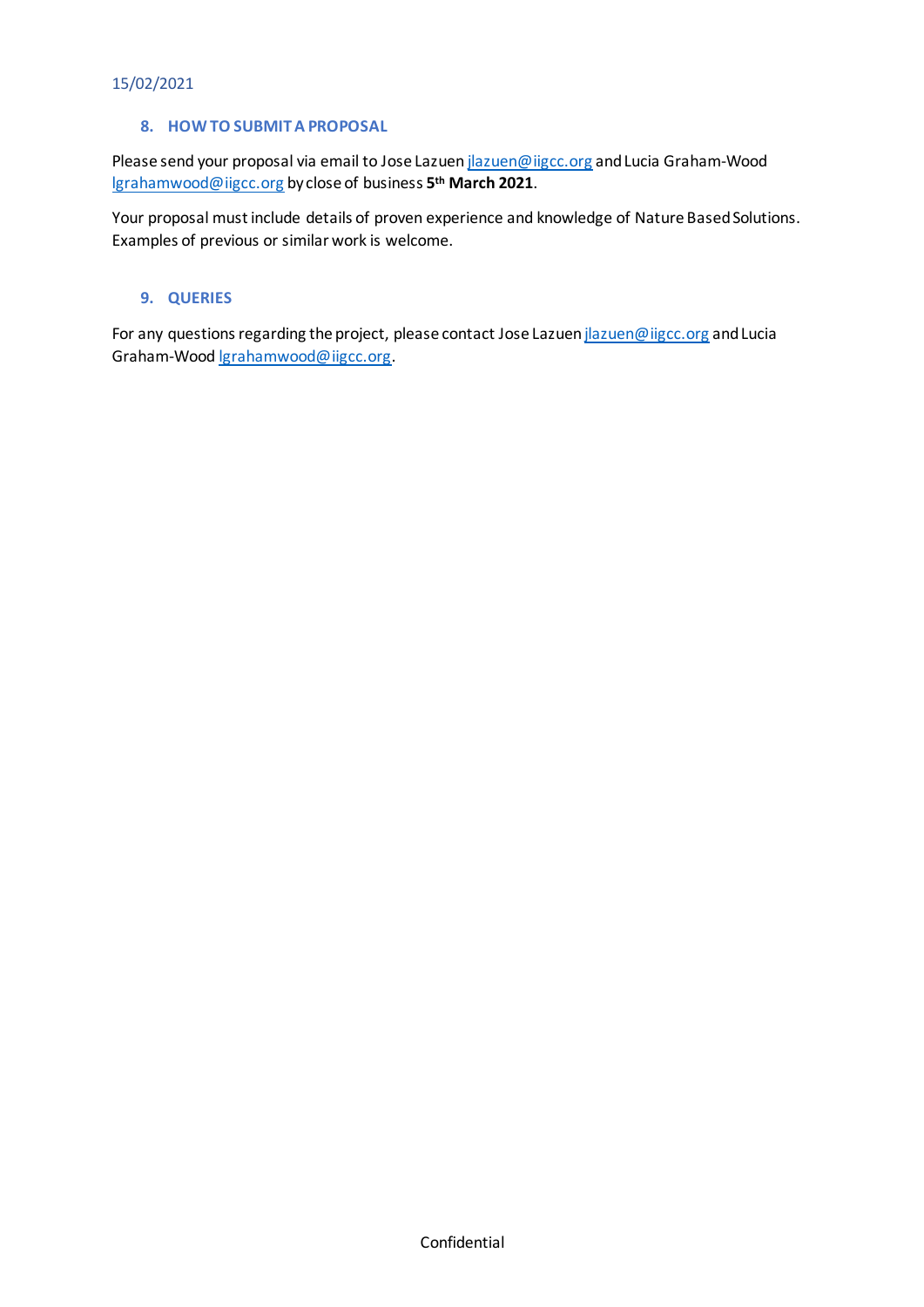## 8. HOW TO SUBMIT A PROPOSAL

Please send your proposal via email to Jose Lazuen jlazuen@iigcc.org and Lucia Graham-Wood lgrahamwood@iigcc.org by close of business **5th March 2021**.

Your proposal must include details of proven experience and knowledge of Nature Based Solutions. Examples of previous or similar work is welcome.

## 9. QUERIES

For any questions regarding the project, please contact Jose Lazuen jlazuen@iigcc.org and Lucia Graham-Wood lgrahamwood@iigcc.org.